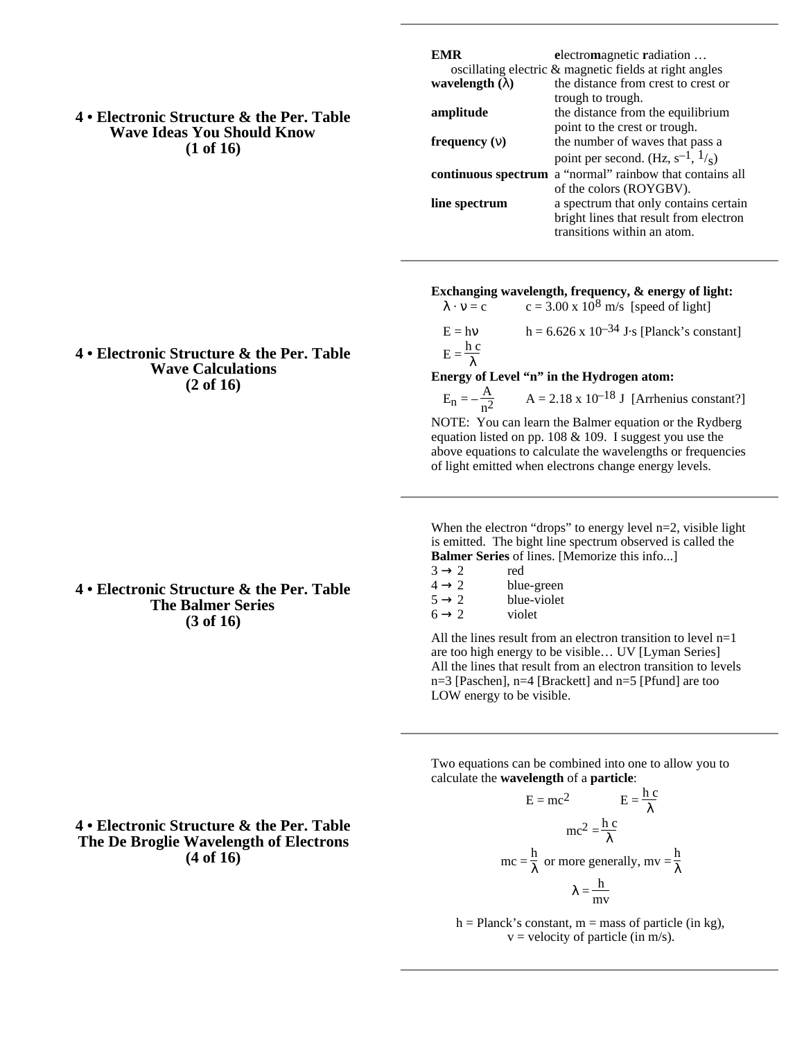## 4 • Electronic Structure & the Per. Table
## Wave Ideas You Should Know
## (1 of 16)

**EMR** — **e**lectro**m**agnetic **r**adiation … oscillating electric & magnetic fields at right angles

**wavelength ($\lambda$)** — the distance from crest to crest or trough to trough.

**amplitude** — the distance from the equilibrium point to the crest or trough.

**frequency ($\nu$)** — the number of waves that pass a point per second. (Hz, $s^{-1}$, $^1/_s$)

**continuous spectrum** — a "normal" rainbow that contains all of the colors (ROYGBV).

**line spectrum** — a spectrum that only contains certain bright lines that result from electron transitions within an atom.

---

## 4 • Electronic Structure & the Per. Table
## Wave Calculations
## (2 of 16)

**Exchanging wavelength, frequency, & energy of light:**

$\lambda \cdot \nu = c$ $\quad$ $c = 3.00 \times 10^{8}$ m/s [speed of light]

$E = h\nu$ $\quad$ $h = 6.626 \times 10^{-34}$ J·s [Planck's constant]

$E = \dfrac{h\,c}{\lambda}$

**Energy of Level "n" in the Hydrogen atom:**

$E_n = -\dfrac{A}{n^2}$ $\quad$ $A = 2.18 \times 10^{-18}$ J [Arrhenius constant?]

NOTE: You can learn the Balmer equation or the Rydberg equation listed on pp. 108 & 109. I suggest you use the above equations to calculate the wavelengths or frequencies of light emitted when electrons change energy levels.

---

## 4 • Electronic Structure & the Per. Table
## The Balmer Series
## (3 of 16)

When the electron "drops" to energy level n=2, visible light is emitted. The bight line spectrum observed is called the **Balmer Series** of lines. [Memorize this info...]

- $3 \rightarrow 2$ red
- $4 \rightarrow 2$ blue-green
- $5 \rightarrow 2$ blue-violet
- $6 \rightarrow 2$ violet

All the lines result from an electron transition to level n=1 are too high energy to be visible… UV [Lyman Series]
All the lines that result from an electron transition to levels n=3 [Paschen], n=4 [Brackett] and n=5 [Pfund] are too LOW energy to be visible.

---

## 4 • Electronic Structure & the Per. Table
## The De Broglie Wavelength of Electrons
## (4 of 16)

Two equations can be combined into one to allow you to calculate the **wavelength** of a **particle**:

$$E = mc^2 \qquad E = \frac{h\,c}{\lambda}$$

$$mc^2 = \frac{h\,c}{\lambda}$$

$$mc = \frac{h}{\lambda} \text{ or more generally, } mv = \frac{h}{\lambda}$$

$$\lambda = \frac{h}{mv}$$

h = Planck's constant, m = mass of particle (in kg), v = velocity of particle (in m/s).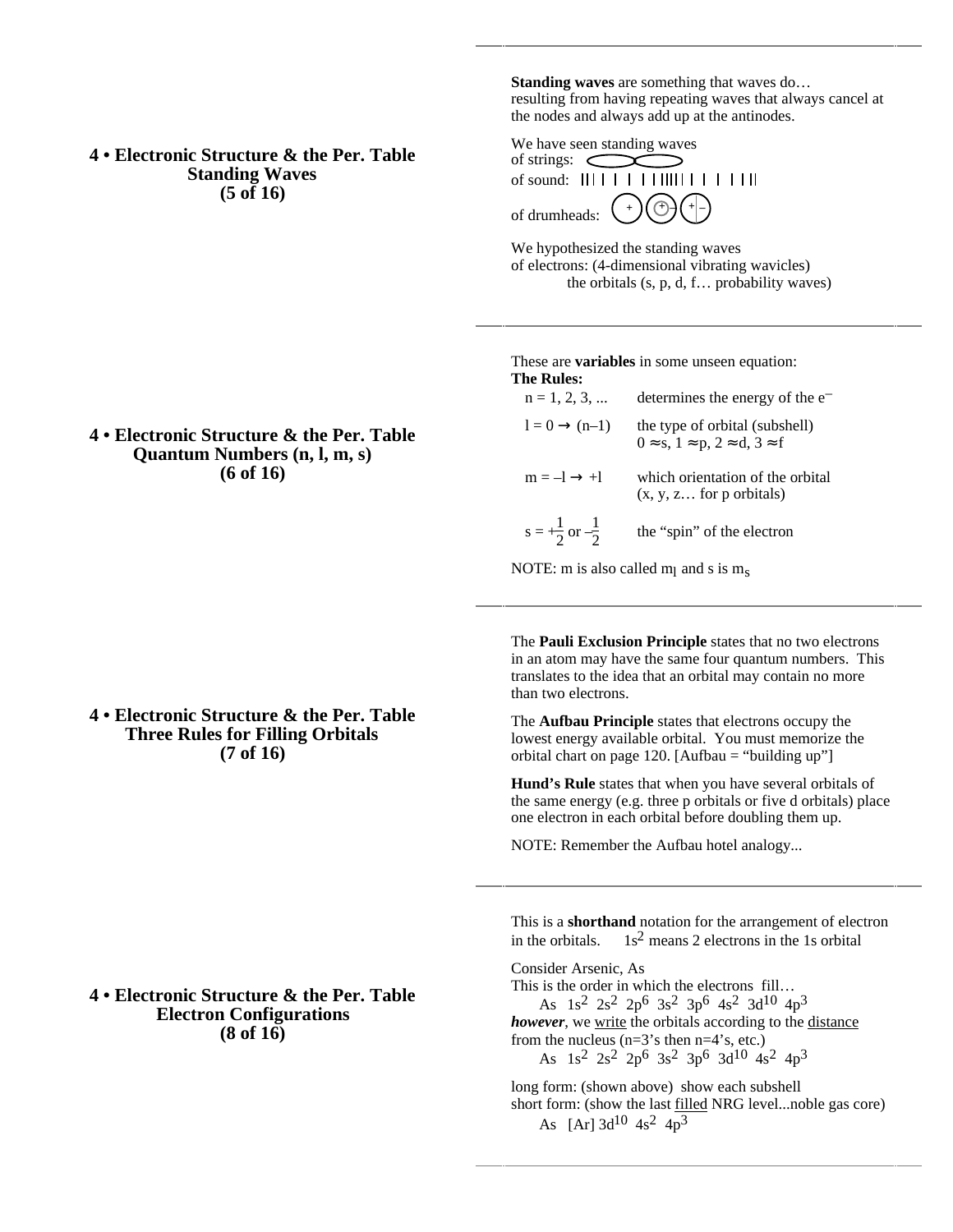## 4 • Electronic Structure & the Per. Table
## Standing Waves
## (5 of 16)

**Standing waves** are something that waves do… resulting from having repeating waves that always cancel at the nodes and always add up at the antinodes.

We have seen standing waves
of strings:
of sound:
of drumheads:

We hypothesized the standing waves
of electrons: (4-dimensional vibrating wavicles)
the orbitals (s, p, d, f… probability waves)

## 4 • Electronic Structure & the Per. Table
## Quantum Numbers (n, l, m, s)
## (6 of 16)

These are **variables** in some unseen equation:

**The Rules:**

| | |
|---|---|
| $n = 1, 2, 3, ...$ | determines the energy of the $e^-$ |
| $l = 0 \rightarrow (n–1)$ | the type of orbital (subshell) $0 \approx s$, $1 \approx p$, $2 \approx d$, $3 \approx f$ |
| $m = –l \rightarrow +l$ | which orientation of the orbital (x, y, z… for p orbitals) |
| $s = +\frac{1}{2}$ or $–\frac{1}{2}$ | the "spin" of the electron |

NOTE: m is also called $m_l$ and s is $m_s$

## 4 • Electronic Structure & the Per. Table
## Three Rules for Filling Orbitals
## (7 of 16)

The **Pauli Exclusion Principle** states that no two electrons in an atom may have the same four quantum numbers. This translates to the idea that an orbital may contain no more than two electrons.

The **Aufbau Principle** states that electrons occupy the lowest energy available orbital. You must memorize the orbital chart on page 120. [Aufbau = "building up"]

**Hund's Rule** states that when you have several orbitals of the same energy (e.g. three p orbitals or five d orbitals) place one electron in each orbital before doubling them up.

NOTE: Remember the Aufbau hotel analogy...

## 4 • Electronic Structure & the Per. Table
## Electron Configurations
## (8 of 16)

This is a **shorthand** notation for the arrangement of electron in the orbitals. $1s^2$ means 2 electrons in the 1s orbital

Consider Arsenic, As
This is the order in which the electrons fill…

As $1s^2\ 2s^2\ 2p^6\ 3s^2\ 3p^6\ 4s^2\ 3d^{10}\ 4p^3$

***however***, we write the orbitals according to the distance from the nucleus (n=3's then n=4's, etc.)

As $1s^2\ 2s^2\ 2p^6\ 3s^2\ 3p^6\ 3d^{10}\ 4s^2\ 4p^3$

long form: (shown above) show each subshell
short form: (show the last filled NRG level...noble gas core)

As [Ar] $3d^{10}\ 4s^2\ 4p^3$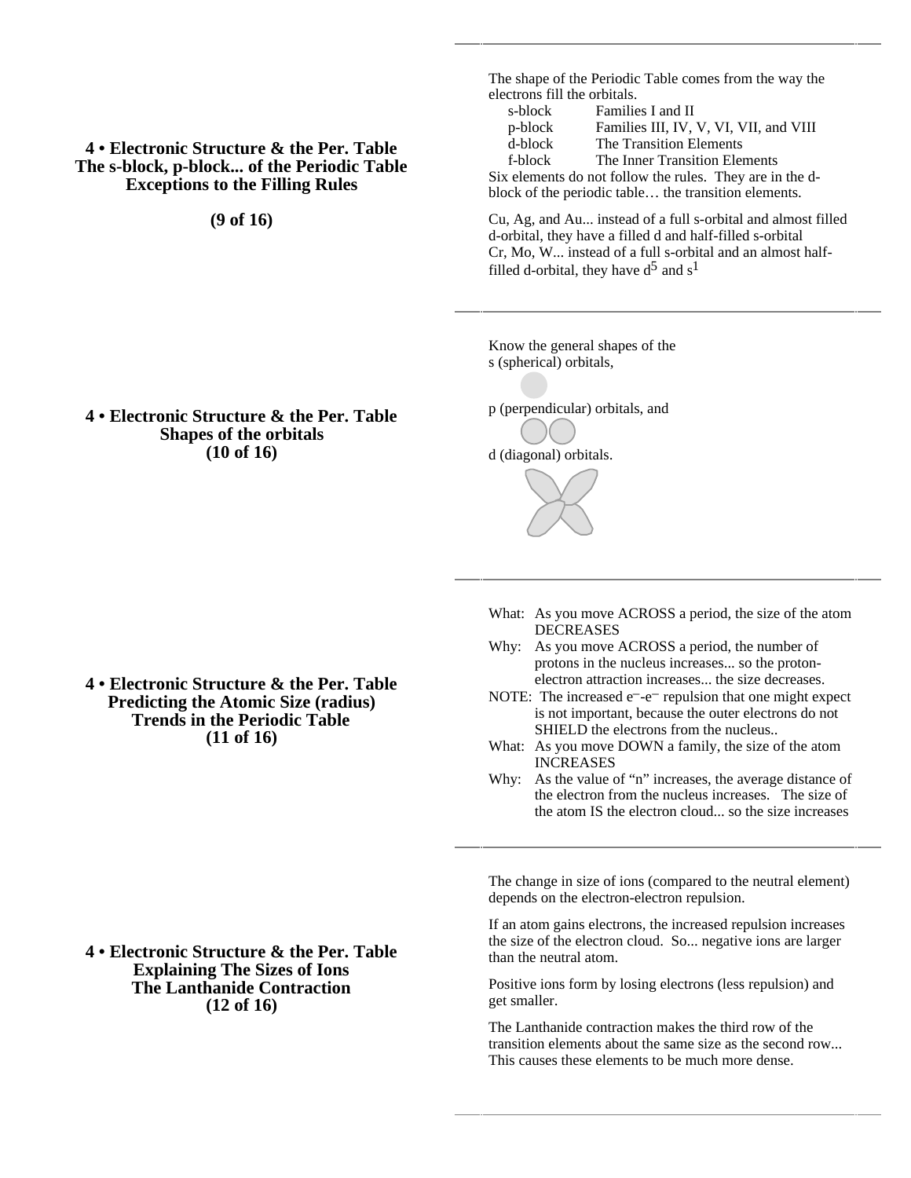## 4 • Electronic Structure & the Per. Table
## The s-block, p-block... of the Periodic Table
## Exceptions to the Filling Rules

**(9 of 16)**

The shape of the Periodic Table comes from the way the electrons fill the orbitals.

| | |
|---|---|
| s-block | Families I and II |
| p-block | Families III, IV, V, VI, VII, and VIII |
| d-block | The Transition Elements |
| f-block | The Inner Transition Elements |

Six elements do not follow the rules. They are in the d-block of the periodic table… the transition elements.

Cu, Ag, and Au... instead of a full s-orbital and almost filled d-orbital, they have a filled d and half-filled s-orbital
Cr, Mo, W... instead of a full s-orbital and an almost half-filled d-orbital, they have $d^5$ and $s^1$

## 4 • Electronic Structure & the Per. Table
## Shapes of the orbitals
**(10 of 16)**

Know the general shapes of the
s (spherical) orbitals,

p (perpendicular) orbitals, and

d (diagonal) orbitals.

## 4 • Electronic Structure & the Per. Table
## Predicting the Atomic Size (radius)
## Trends in the Periodic Table
**(11 of 16)**

What: As you move ACROSS a period, the size of the atom DECREASES

Why: As you move ACROSS a period, the number of protons in the nucleus increases... so the proton-electron attraction increases... the size decreases.

NOTE: The increased $e^-$-$e^-$ repulsion that one might expect is not important, because the outer electrons do not SHIELD the electrons from the nucleus..

What: As you move DOWN a family, the size of the atom INCREASES

Why: As the value of “n” increases, the average distance of the electron from the nucleus increases. The size of the atom IS the electron cloud... so the size increases

## 4 • Electronic Structure & the Per. Table
## Explaining The Sizes of Ions
## The Lanthanide Contraction
**(12 of 16)**

The change in size of ions (compared to the neutral element) depends on the electron-electron repulsion.

If an atom gains electrons, the increased repulsion increases the size of the electron cloud. So... negative ions are larger than the neutral atom.

Positive ions form by losing electrons (less repulsion) and get smaller.

The Lanthanide contraction makes the third row of the transition elements about the same size as the second row... This causes these elements to be much more dense.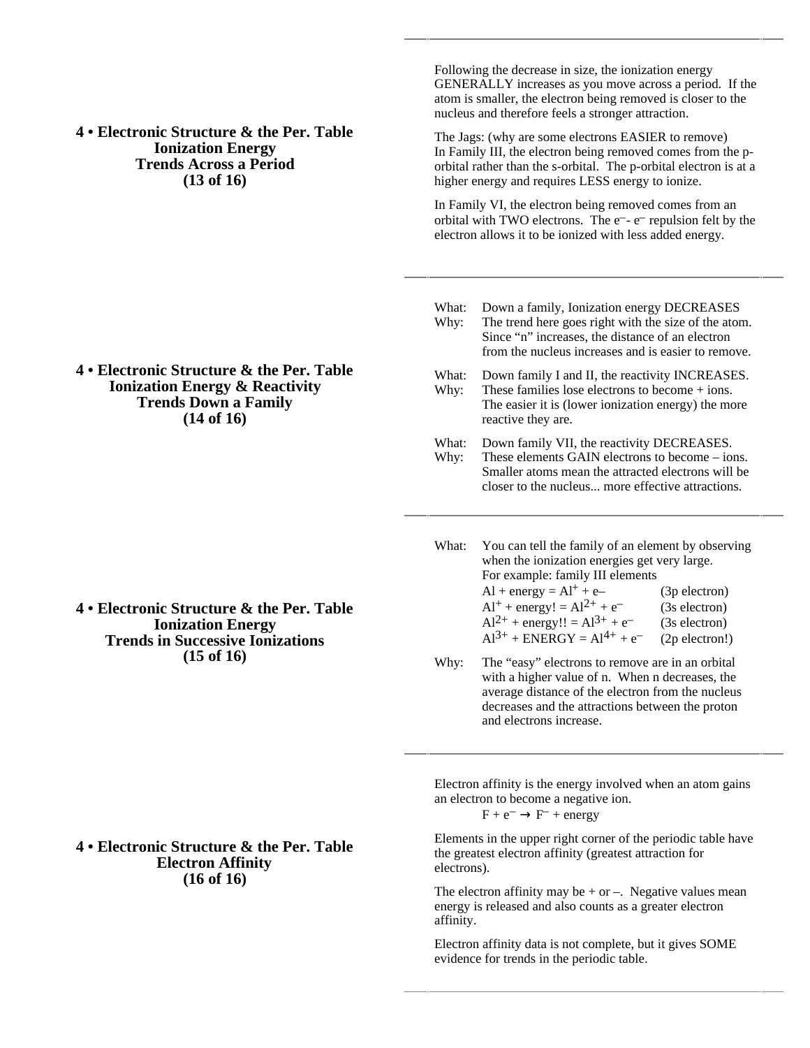## 4 • Electronic Structure & the Per. Table
## Ionization Energy
## Trends Across a Period
## (13 of 16)

Following the decrease in size, the ionization energy GENERALLY increases as you move across a period. If the atom is smaller, the electron being removed is closer to the nucleus and therefore feels a stronger attraction.

The Jags: (why are some electrons EASIER to remove)
In Family III, the electron being removed comes from the p-orbital rather than the s-orbital. The p-orbital electron is at a higher energy and requires LESS energy to ionize.

In Family VI, the electron being removed comes from an orbital with TWO electrons. The $e^{-}$- $e^{-}$ repulsion felt by the electron allows it to be ionized with less added energy.

## 4 • Electronic Structure & the Per. Table
## Ionization Energy & Reactivity
## Trends Down a Family
## (14 of 16)

What: Down a family, Ionization energy DECREASES
Why: The trend here goes right with the size of the atom. Since "n" increases, the distance of an electron from the nucleus increases and is easier to remove.

What: Down family I and II, the reactivity INCREASES.
Why: These families lose electrons to become + ions. The easier it is (lower ionization energy) the more reactive they are.

What: Down family VII, the reactivity DECREASES.
Why: These elements GAIN electrons to become – ions. Smaller atoms mean the attracted electrons will be closer to the nucleus... more effective attractions.

## 4 • Electronic Structure & the Per. Table
## Ionization Energy
## Trends in Successive Ionizations
## (15 of 16)

What: You can tell the family of an element by observing when the ionization energies get very large.
For example: family III elements

$Al$ + energy = $Al^{+}$ + e– (3p electron)
$Al^{+}$ + energy! = $Al^{2+}$ + $e^{-}$ (3s electron)
$Al^{2+}$ + energy!! = $Al^{3+}$ + $e^{-}$ (3s electron)
$Al^{3+}$ + ENERGY = $Al^{4+}$ + $e^{-}$ (2p electron!)

Why: The "easy" electrons to remove are in an orbital with a higher value of n. When n decreases, the average distance of the electron from the nucleus decreases and the attractions between the proton and electrons increase.

## 4 • Electronic Structure & the Per. Table
## Electron Affinity
## (16 of 16)

Electron affinity is the energy involved when an atom gains an electron to become a negative ion.

$$F + e^{-} \rightarrow F^{-} + \text{energy}$$

Elements in the upper right corner of the periodic table have the greatest electron affinity (greatest attraction for electrons).

The electron affinity may be + or –. Negative values mean energy is released and also counts as a greater electron affinity.

Electron affinity data is not complete, but it gives SOME evidence for trends in the periodic table.